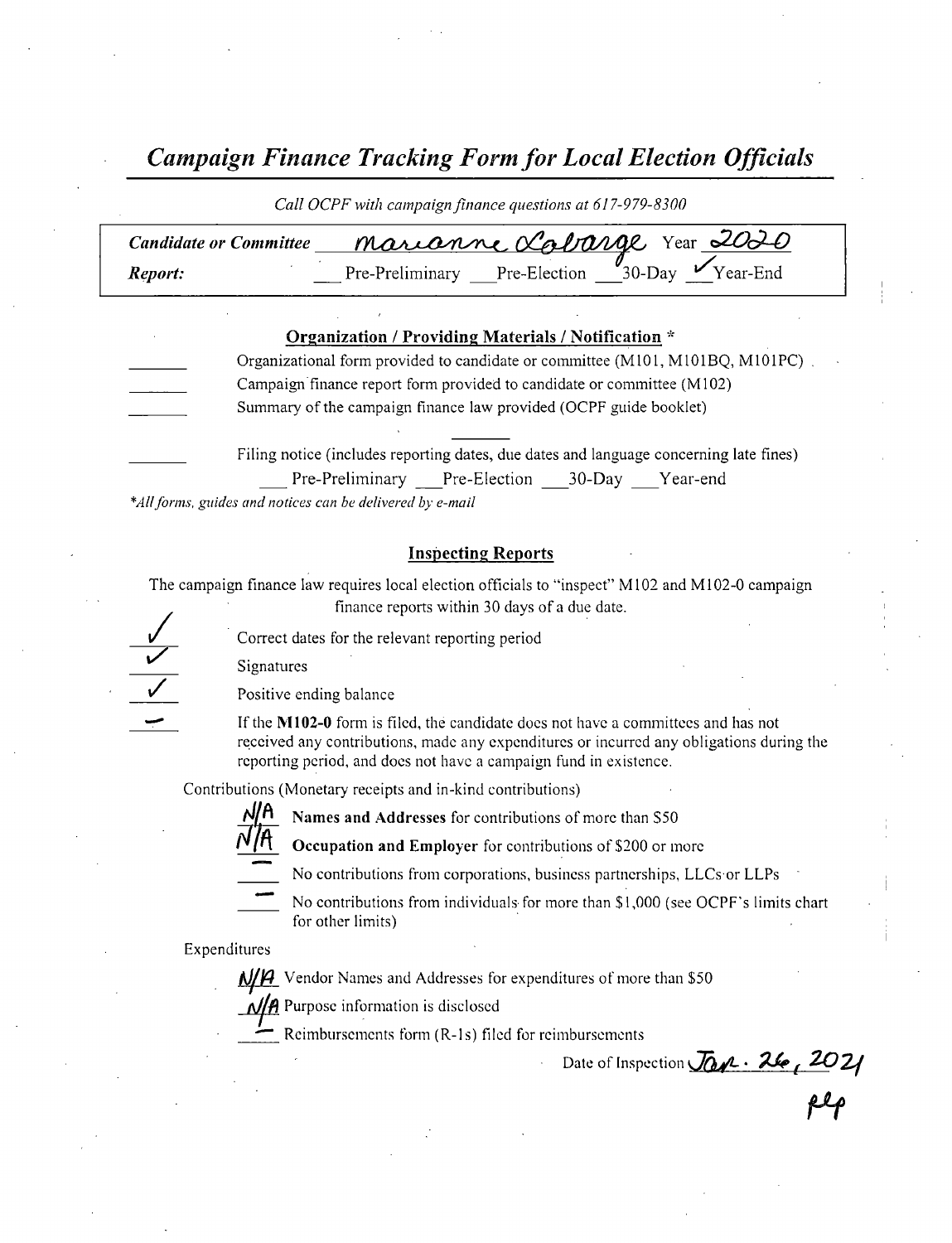# *Campaign Finance Tracking Form for Local Election Officials*

*Call OCPF with campaign finance questions at 617-979-8300*

***Candidate or Committee*** Marianne LaBarge Year 2020

***Report:*** ___ Pre-Preliminary ___ Pre-Election ___ 30-Day ✓ Year-End

## Organization / Providing Materials / Notification *

___ Organizational form provided to candidate or committee (M101, M101BQ, M101PC)

___ Campaign finance report form provided to candidate or committee (M102)

___ Summary of the campaign finance law provided (OCPF guide booklet)

___ Filing notice (includes reporting dates, due dates and language concerning late fines)
___ Pre-Preliminary ___ Pre-Election ___ 30-Day ___ Year-end

**All forms, guides and notices can be delivered by e-mail*

## Inspecting Reports

The campaign finance law requires local election officials to "inspect" M102 and M102-0 campaign finance reports within 30 days of a due date.

✓ Correct dates for the relevant reporting period

✓ Signatures

✓ Positive ending balance

— If the **M102-0** form is filed, the candidate does not have a committees and has not received any contributions, made any expenditures or incurred any obligations during the reporting period, and does not have a campaign fund in existence.

Contributions (Monetary receipts and in-kind contributions)

N/A **Names and Addresses** for contributions of more than $50

N/A **Occupation and Employer** for contributions of $200 or more

— No contributions from corporations, business partnerships, LLCs or LLPs

— No contributions from individuals for more than $1,000 (see OCPF's limits chart for other limits)

Expenditures

N/A Vendor Names and Addresses for expenditures of more than $50

N/A Purpose information is disclosed

— Reimbursements form (R-1s) filed for reimbursements

Date of Inspection Jan. 26, 2021

plp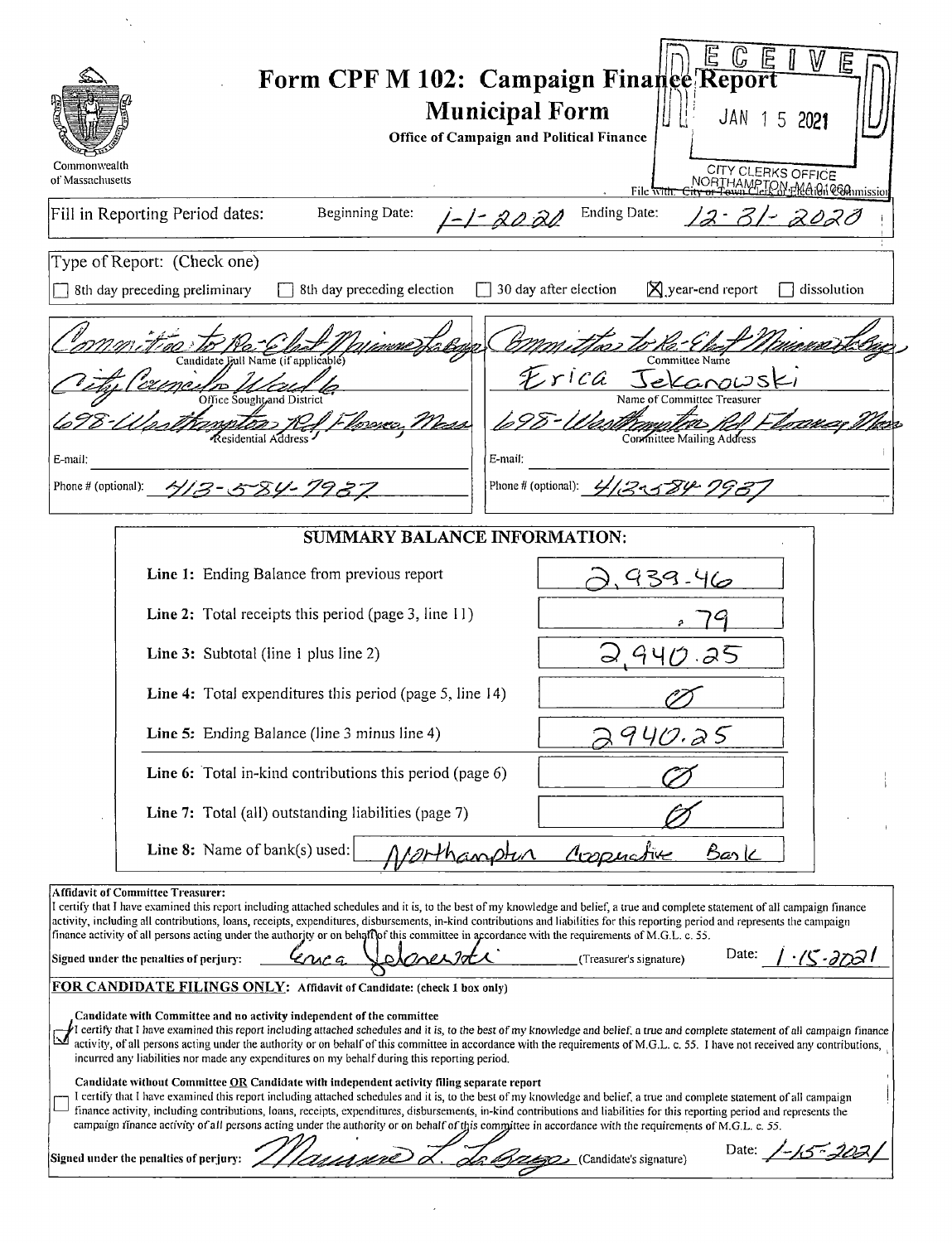# Form CPF M 102: Campaign Finance Report

## Municipal Form

**Office of Campaign and Political Finance**

Commonwealth of Massachusetts

RECEIVED
JAN 15 2021
CITY CLERKS OFFICE
NORTHAMPTON, MA 01060

File with: City or Town Clerk or Election Commission

Fill in Reporting Period dates: Beginning Date: 1-1-2020 Ending Date: 12-31-2020

Type of Report: (Check one)

- [ ] 8th day preceding preliminary
- [ ] 8th day preceding election
- [ ] 30 day after election
- [x] year-end report
- [ ] dissolution

| | |
|---|---|
| Committee to Re-Elect Maureen LaBarge<br>Candidate Full Name (if applicable) | Committee to Re-Elect Maureen LaBarge<br>Committee Name |
| City Councilor Ward 6<br>Office Sought and District | Erica Jekanowski<br>Name of Committee Treasurer |
| 698 Westhampton Rd Florence, Mass<br>Residential Address | 698 Westhampton Rd Florence, Mass<br>Committee Mailing Address |
| E-mail: | E-mail: |
| Phone # (optional): 413-584-7987 | Phone # (optional): 413-584-7987 |

### SUMMARY BALANCE INFORMATION:

| | |
|---|---|
| **Line 1:** Ending Balance from previous report | 2,939.46 |
| **Line 2:** Total receipts this period (page 3, line 11) | .79 |
| **Line 3:** Subtotal (line 1 plus line 2) | 2,940.25 |
| **Line 4:** Total expenditures this period (page 5, line 14) | Ø |
| **Line 5:** Ending Balance (line 3 minus line 4) | 2940.25 |
| **Line 6:** Total in-kind contributions this period (page 6) | Ø |
| **Line 7:** Total (all) outstanding liabilities (page 7) | Ø |
| **Line 8:** Name of bank(s) used: | Northampton Cooperative Bank |

**Affidavit of Committee Treasurer:**

I certify that I have examined this report including attached schedules and it is, to the best of my knowledge and belief, a true and complete statement of all campaign finance activity, including all contributions, loans, receipts, expenditures, disbursements, in-kind contributions and liabilities for this reporting period and represents the campaign finance activity of all persons acting under the authority or on behalf of this committee in accordance with the requirements of M.G.L. c. 55.

Signed under the penalties of perjury: Erica Jekanowski (Treasurer's signature) Date: 1-15-2021

**FOR CANDIDATE FILINGS ONLY:** Affidavit of Candidate: (check 1 box only)

- [x] **Candidate with Committee and no activity independent of the committee**
  *I certify that I have examined this report including attached schedules and it is, to the best of my knowledge and belief, a true and complete statement of all campaign finance activity, of all persons acting under the authority or on behalf of this committee in accordance with the requirements of M.G.L. c. 55. I have not received any contributions, incurred any liabilities nor made any expenditures on my behalf during this reporting period.*

- [ ] **Candidate without Committee OR Candidate with independent activity filing separate report**
  I certify that I have examined this report including attached schedules and it is, to the best of my knowledge and belief, a true and complete statement of all campaign finance activity, including contributions, loans, receipts, expenditures, disbursements, in-kind contributions and liabilities for this reporting period and represents the campaign finance activity of all persons acting under the authority or on behalf of this committee in accordance with the requirements of M.G.L. c. 55.

Signed under the penalties of perjury: Maureen L. LaBarge (Candidate's signature) Date: 1-15-2021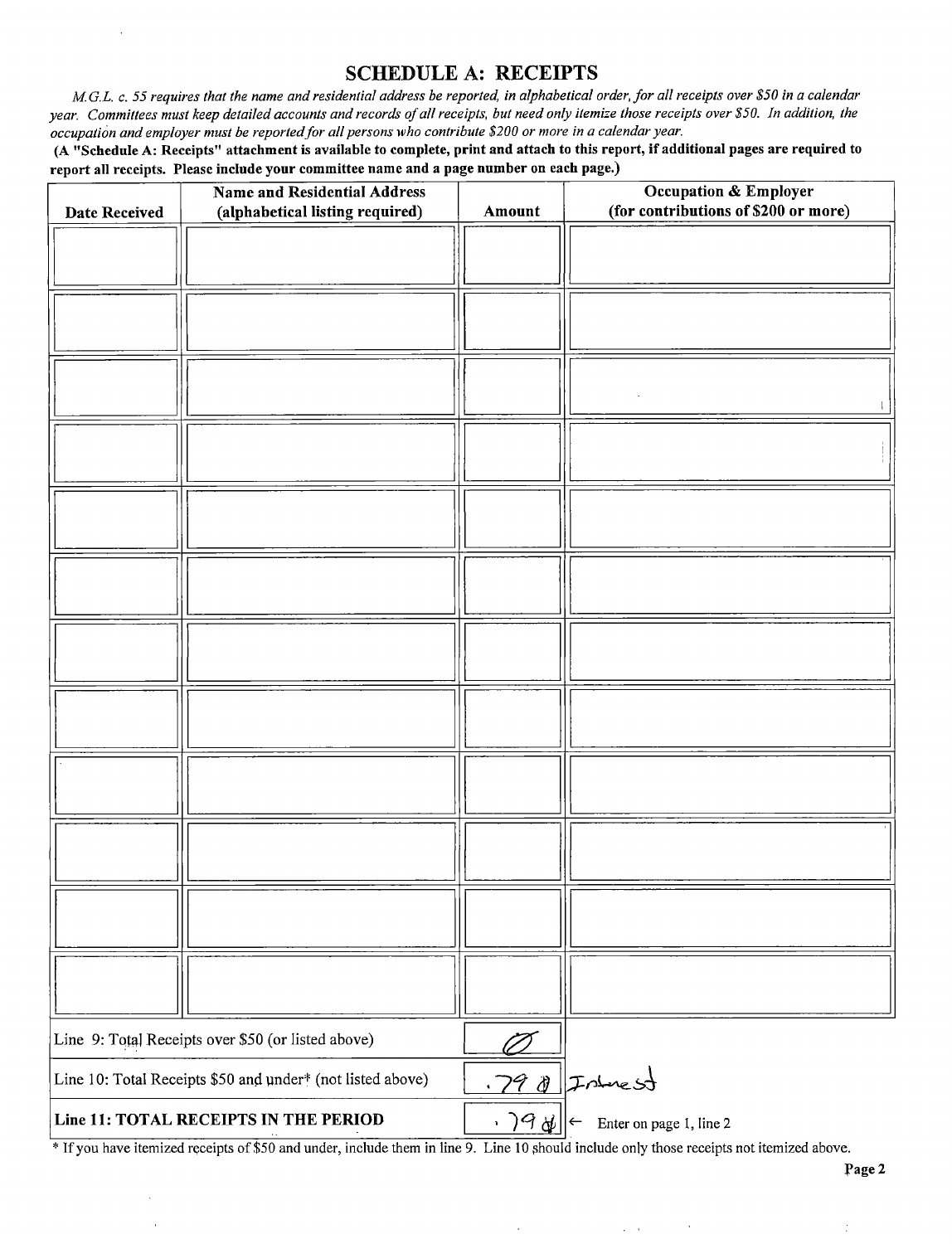## SCHEDULE A: RECEIPTS

*M.G.L. c. 55 requires that the name and residential address be reported, in alphabetical order, for all receipts over $50 in a calendar year. Committees must keep detailed accounts and records of all receipts, but need only itemize those receipts over $50. In addition, the occupation and employer must be reported for all persons who contribute $200 or more in a calendar year.*

**(A "Schedule A: Receipts" attachment is available to complete, print and attach to this report, if additional pages are required to report all receipts. Please include your committee name and a page number on each page.)**

| Date Received | Name and Residential Address (alphabetical listing required) | Amount | Occupation & Employer (for contributions of $200 or more) |
|---|---|---|---|
| | | | |
| | | | |
| | | | |
| | | | |
| | | | |
| | | | |
| | | | |
| | | | |
| | | | |
| | | | |
| | | | |
| | | | |
| Line 9: Total Receipts over $50 (or listed above) | | Ø | |
| Line 10: Total Receipts $50 and under* (not listed above) | | .79 ¢ | Interest |
| **Line 11: TOTAL RECEIPTS IN THE PERIOD** | | .79 ¢ | ← Enter on page 1, line 2 |

\* If you have itemized receipts of $50 and under, include them in line 9. Line 10 should include only those receipts not itemized above.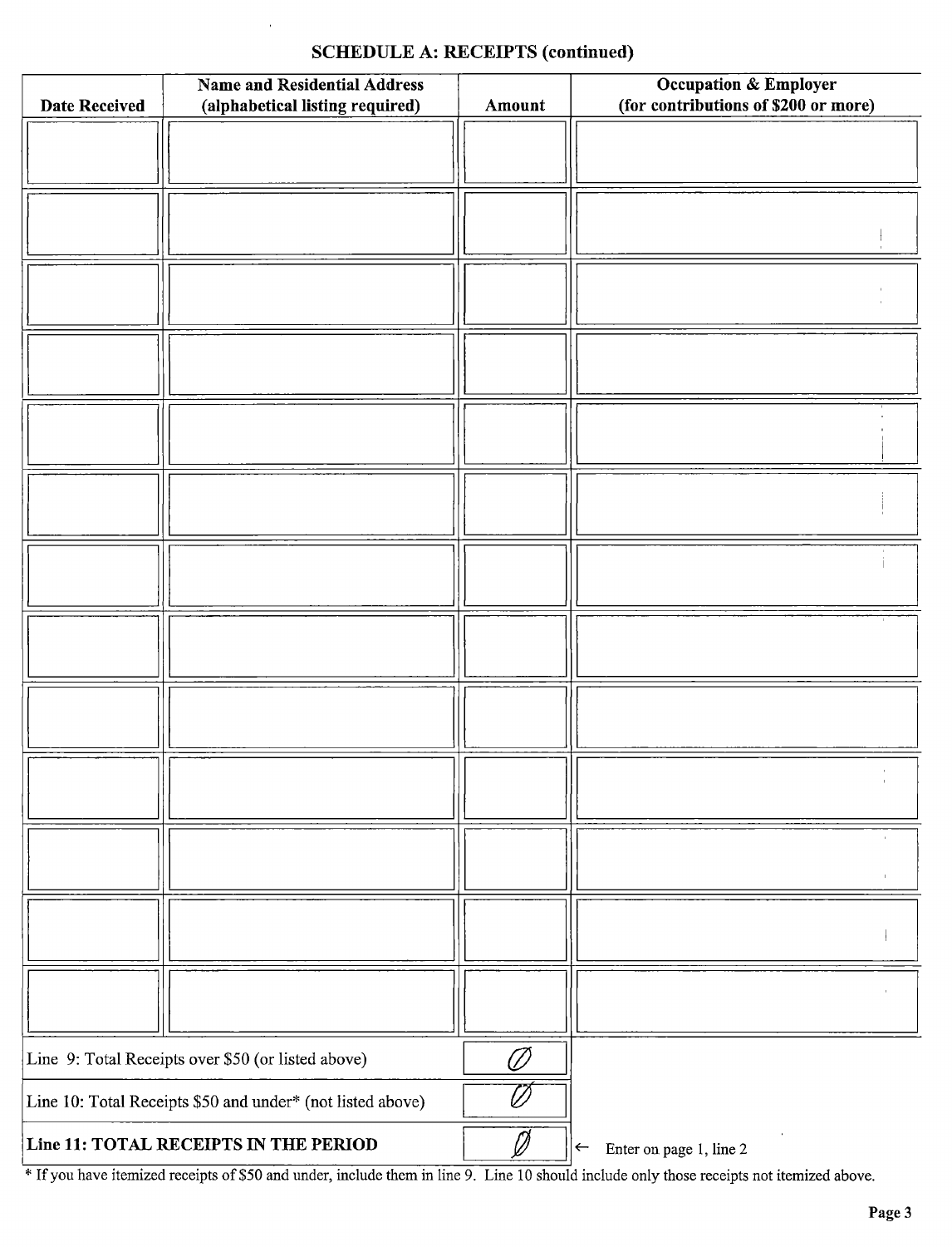## SCHEDULE A: RECEIPTS (continued)

| Date Received | Name and Residential Address (alphabetical listing required) | Amount | Occupation & Employer (for contributions of $200 or more) |
|---|---|---|---|
| | | | |
| | | | |
| | | | |
| | | | |
| | | | |
| | | | |
| | | | |
| | | | |
| | | | |
| | | | |
| | | | |
| | | | |
| | | | |

| | | |
|---|---|---|
| Line 9: Total Receipts over $50 (or listed above) | Ø | |
| Line 10: Total Receipts $50 and under* (not listed above) | Ø | |
| **Line 11: TOTAL RECEIPTS IN THE PERIOD** | Ø | ← Enter on page 1, line 2 |

* If you have itemized receipts of $50 and under, include them in line 9. Line 10 should include only those receipts not itemized above.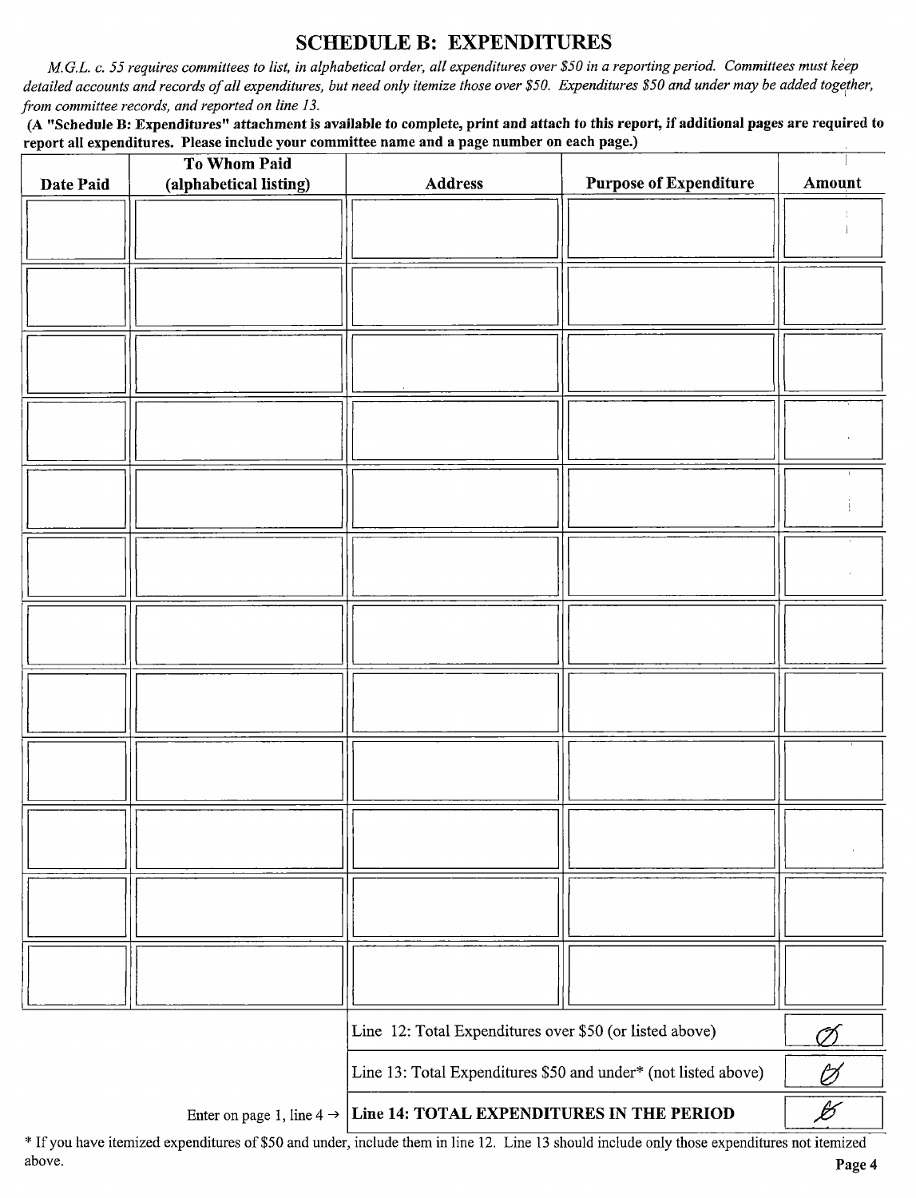## SCHEDULE B: EXPENDITURES

*M.G.L. c. 55 requires committees to list, in alphabetical order, all expenditures over $50 in a reporting period. Committees must keep detailed accounts and records of all expenditures, but need only itemize those over $50. Expenditures $50 and under may be added together, from committee records, and reported on line 13.*

**(A "Schedule B: Expenditures" attachment is available to complete, print and attach to this report, if additional pages are required to report all expenditures. Please include your committee name and a page number on each page.)**

| Date Paid | To Whom Paid (alphabetical listing) | Address | Purpose of Expenditure | Amount |
|---|---|---|---|---|
| | | | | |
| | | | | |
| | | | | |
| | | | | |
| | | | | |
| | | | | |
| | | | | |
| | | | | |
| | | | | |
| | | | | |
| | | | | |
| | | | | |

| | |
|---|---|
| Line 12: Total Expenditures over $50 (or listed above) | Ø |
| Line 13: Total Expenditures $50 and under* (not listed above) | Ø |
| Enter on page 1, line 4 → **Line 14: TOTAL EXPENDITURES IN THE PERIOD** | Ø |

* If you have itemized expenditures of $50 and under, include them in line 12. Line 13 should include only those expenditures not itemized above.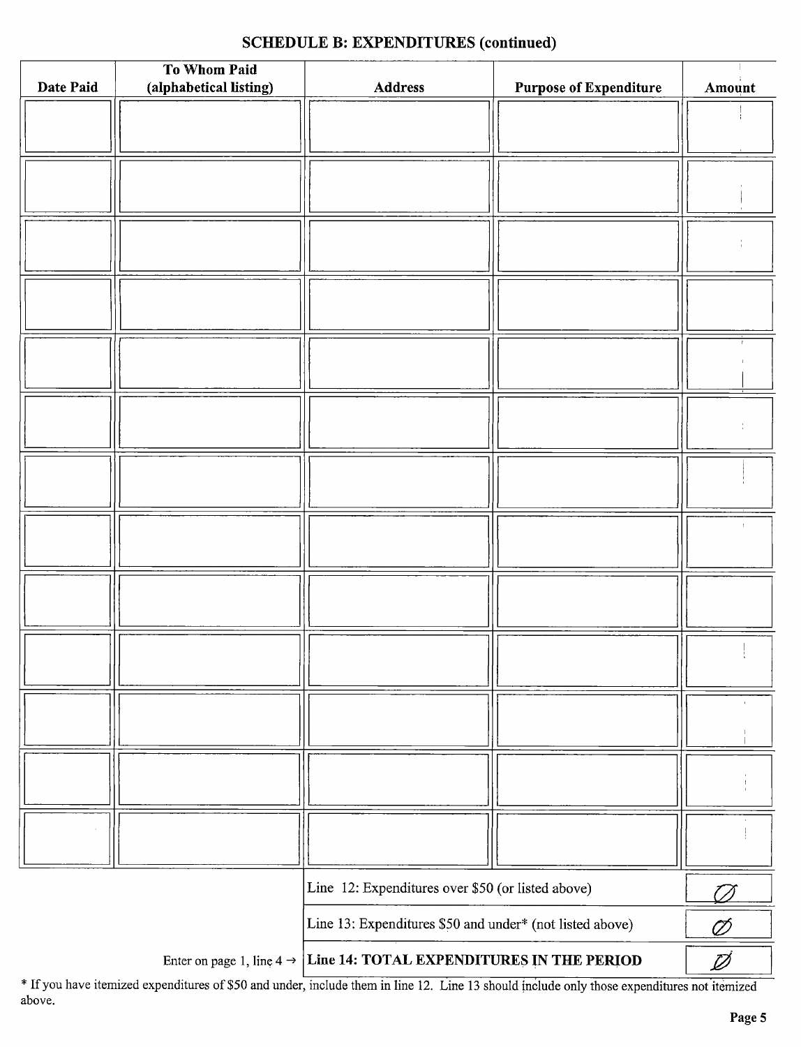**SCHEDULE B: EXPENDITURES (continued)**

| Date Paid | To Whom Paid (alphabetical listing) | Address | Purpose of Expenditure | Amount |
|---|---|---|---|---|
| | | | | |
| | | | | |
| | | | | |
| | | | | |
| | | | | |
| | | | | |
| | | | | |
| | | | | |
| | | | | |
| | | | | |
| | | | | |
| | | | | |
| | | | | |

| | |
|---|---|
| Line 12: Expenditures over $50 (or listed above) | Ø |
| Line 13: Expenditures $50 and under* (not listed above) | Ø |
| Enter on page 1, line 4 → **Line 14: TOTAL EXPENDITURES IN THE PERIOD** | Ø |

* If you have itemized expenditures of $50 and under, include them in line 12. Line 13 should include only those expenditures not itemized above.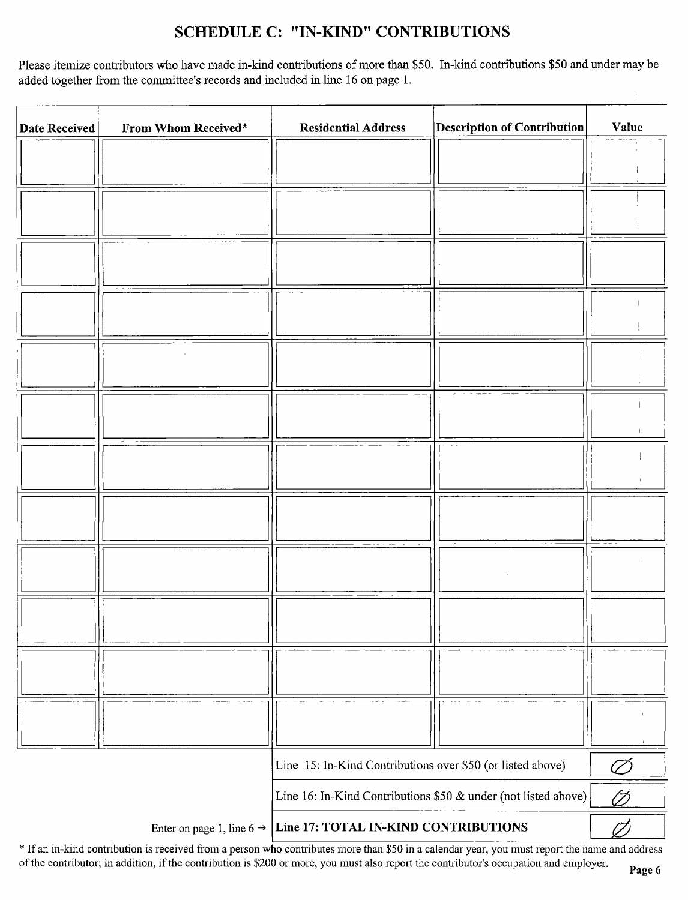## SCHEDULE C: "IN-KIND" CONTRIBUTIONS

Please itemize contributors who have made in-kind contributions of more than $50. In-kind contributions $50 and under may be added together from the committee's records and included in line 16 on page 1.

| Date Received | From Whom Received* | Residential Address | Description of Contribution | Value |
|---|---|---|---|---|
| | | | | |
| | | | | |
| | | | | |
| | | | | |
| | | | | |
| | | | | |
| | | | | |
| | | | | |
| | | | | |
| | | | | |
| | | | | |
| | | | | |

| | |
|---|---|
| Line 15: In-Kind Contributions over $50 (or listed above) | Ø |
| Line 16: In-Kind Contributions $50 & under (not listed above) | Ø |
| Enter on page 1, line 6 → **Line 17: TOTAL IN-KIND CONTRIBUTIONS** | Ø |

* If an in-kind contribution is received from a person who contributes more than $50 in a calendar year, you must report the name and address of the contributor; in addition, if the contribution is $200 or more, you must also report the contributor's occupation and employer.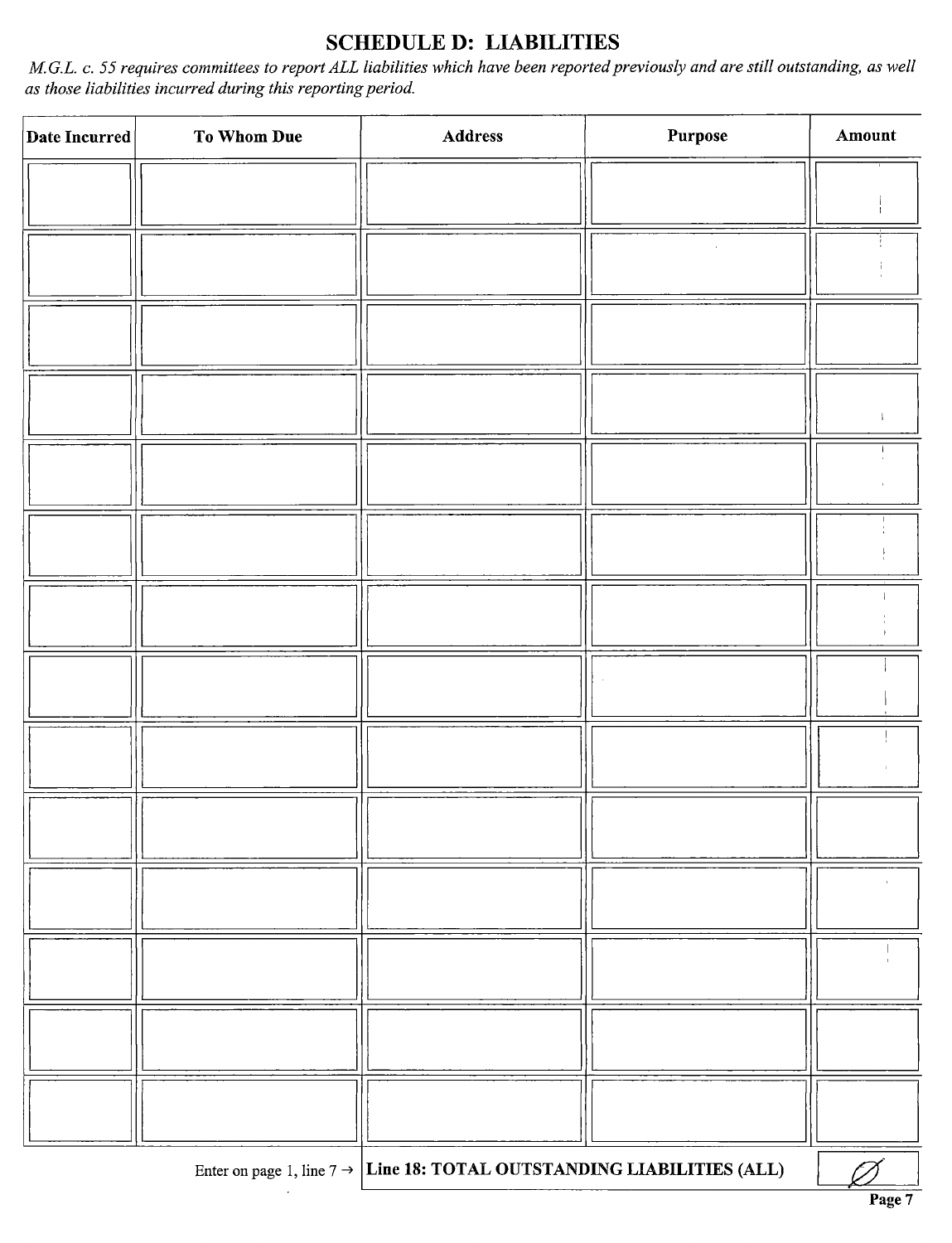## SCHEDULE D: LIABILITIES

*M.G.L. c. 55 requires committees to report ALL liabilities which have been reported previously and are still outstanding, as well as those liabilities incurred during this reporting period.*

| Date Incurred | To Whom Due | Address | Purpose | Amount |
|---|---|---|---|---|
| | | | | |
| | | | | |
| | | | | |
| | | | | |
| | | | | |
| | | | | |
| | | | | |
| | | | | |
| | | | | |
| | | | | |
| | | | | |
| | | | | |
| | | | | |
| | | | | |

Enter on page 1, line 7 → **Line 18: TOTAL OUTSTANDING LIABILITIES (ALL)** Ø